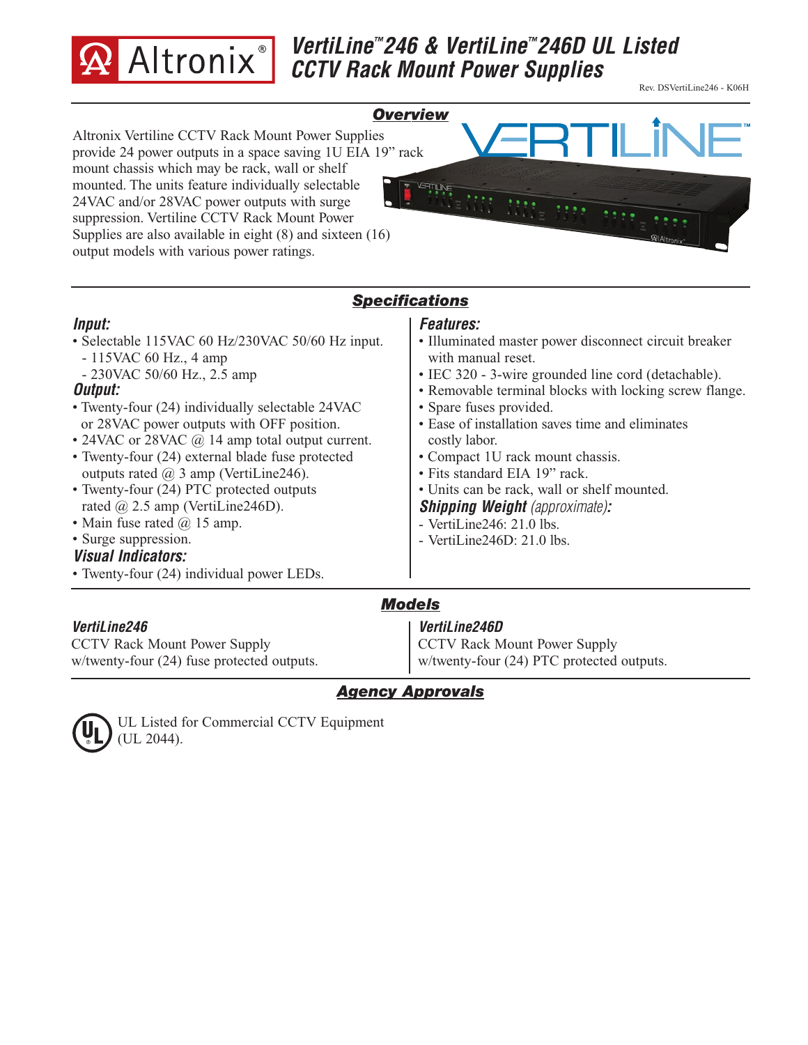# VertiLine™ 246 & VertiLine™ 246D UL Listed CCTV Rack Mount Power Supplies

Rev. DSVertiLine246 - K06H

## Overview

Altronix Vertiline CCTV Rack Mount Power Supplies provide 24 power outputs in a space saving 1U EIA 19" rack mount chassis which may be rack, wall or shelf mounted. The units feature individually selectable 24VAC and/or 28VAC power outputs with surge suppression. Vertiline CCTV Rack Mount Power Supplies are also available in eight (8) and sixteen (16) output models with various power ratings.

## Specifications

### Input:

- Selectable 115VAC 60 Hz/230VAC 50/60 Hz input.
  - 115VAC 60 Hz., 4 amp
  - 230VAC 50/60 Hz., 2.5 amp

### Output:

- Twenty-four (24) individually selectable 24VAC or 28VAC power outputs with OFF position.
- 24VAC or 28VAC @ 14 amp total output current.
- Twenty-four (24) external blade fuse protected outputs rated @ 3 amp (VertiLine246).
- Twenty-four (24) PTC protected outputs rated @ 2.5 amp (VertiLine246D).
- Main fuse rated @ 15 amp.
- Surge suppression.

### Visual Indicators:

- Twenty-four (24) individual power LEDs.

### Features:

- Illuminated master power disconnect circuit breaker with manual reset.
- IEC 320 - 3-wire grounded line cord (detachable).
- Removable terminal blocks with locking screw flange.
- Spare fuses provided.
- Ease of installation saves time and eliminates costly labor.
- Compact 1U rack mount chassis.
- Fits standard EIA 19" rack.
- Units can be rack, wall or shelf mounted.

### Shipping Weight *(approximate)*:

- VertiLine246: 21.0 lbs.
- VertiLine246D: 21.0 lbs.

## Models

### VertiLine246

CCTV Rack Mount Power Supply w/twenty-four (24) fuse protected outputs.

### VertiLine246D

CCTV Rack Mount Power Supply w/twenty-four (24) PTC protected outputs.

## Agency Approvals

UL Listed for Commercial CCTV Equipment (UL 2044).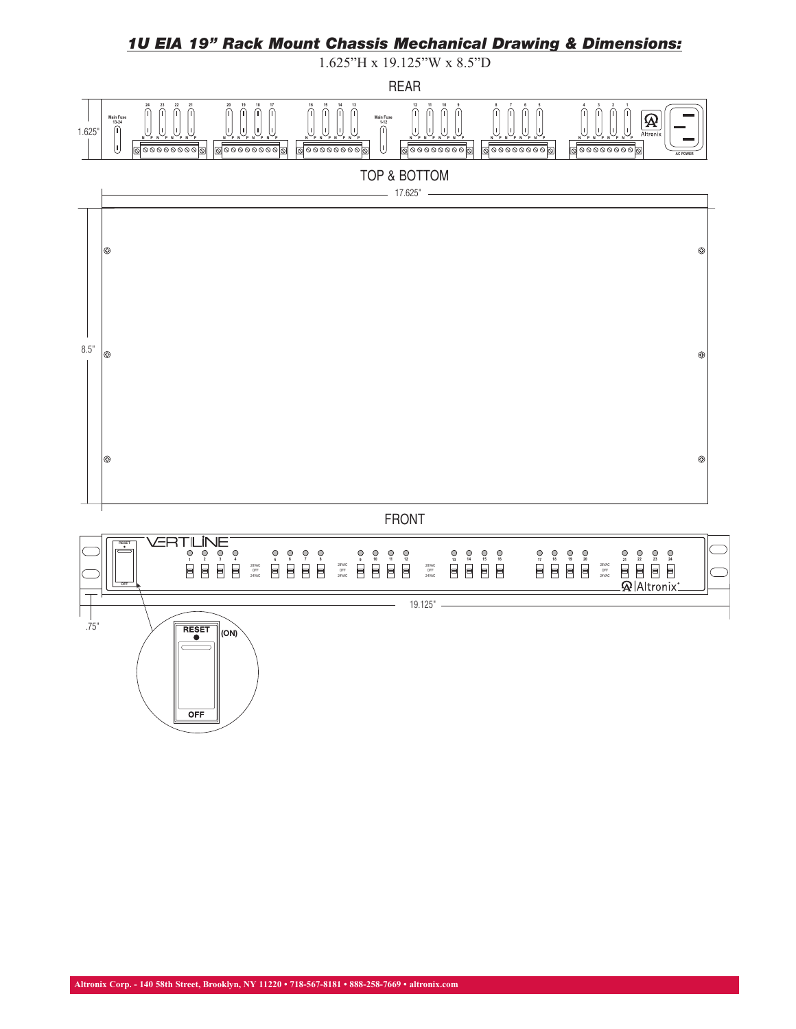## *1U EIA 19" Rack Mount Chassis Mechanical Drawing & Dimensions:*

1.625"H x 19.125"W x 8.5"D

REAR

1.625"

Main Fuse 13-24

24 23 22 21

20 19 18 17

16 15 14 13

Main Fuse 1-12

12 11 10 9

8 7 6 5

4 3 2 1

N P N P N P N P

Altronix

AC POWER

TOP & BOTTOM

17.625"

8.5"

FRONT

RESET

OFF

VERTILINE

1 2 3 4 5 6 7 8 9 10 11 12 13 14 15 16 17 18 19 20 21 22 23 24

28VAC OFF 24VAC

Altronix

19.125"

.75"

RESET

(ON)

OFF